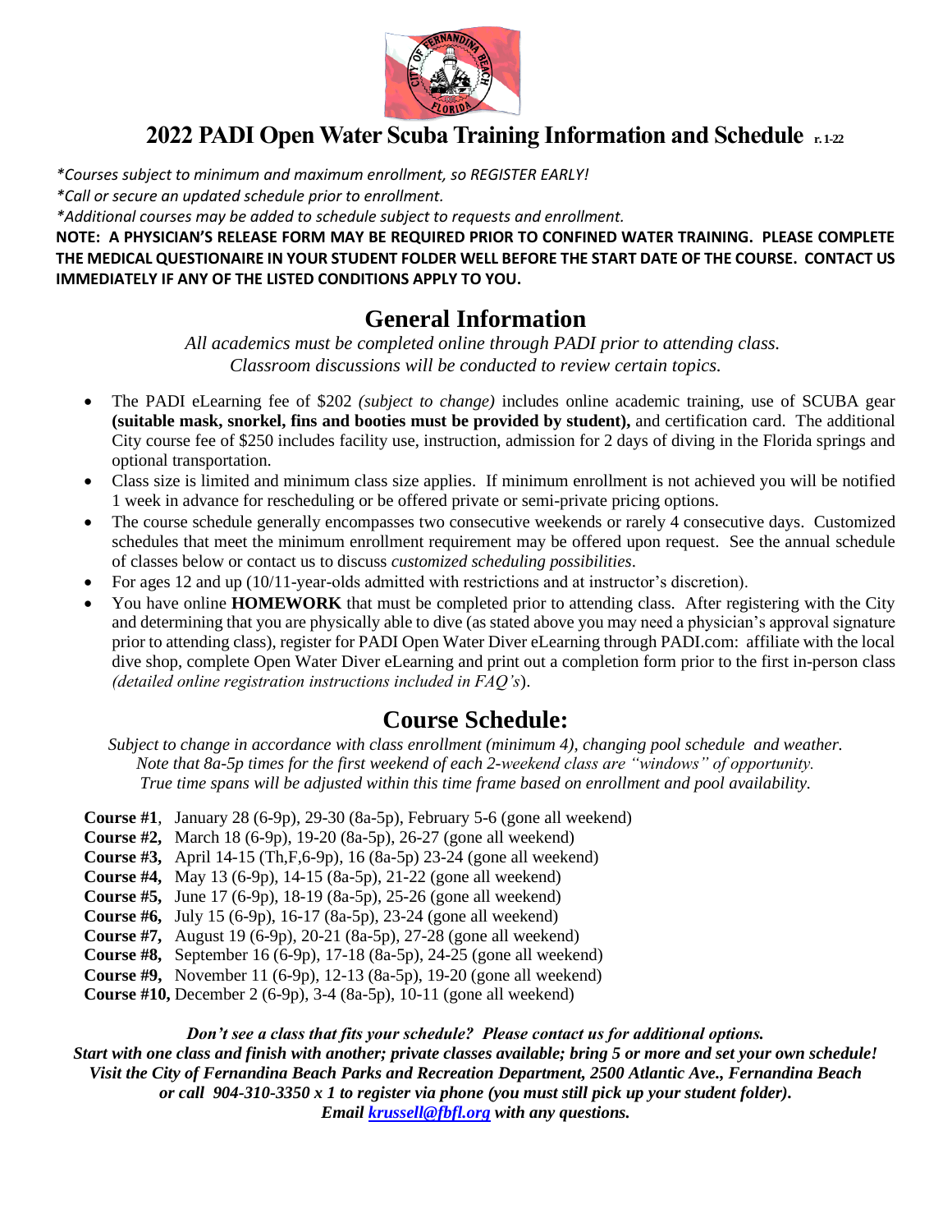# 2022 PADI Open Water Scuba Training Information and Schedule r. 1-22

*\*Courses subject to minimum and maximum enrollment, so REGISTER EARLY!*
*\*Call or secure an updated schedule prior to enrollment.*
*\*Additional courses may be added to schedule subject to requests and enrollment.*

**NOTE: A PHYSICIAN'S RELEASE FORM MAY BE REQUIRED PRIOR TO CONFINED WATER TRAINING. PLEASE COMPLETE THE MEDICAL QUESTIONAIRE IN YOUR STUDENT FOLDER WELL BEFORE THE START DATE OF THE COURSE. CONTACT US IMMEDIATELY IF ANY OF THE LISTED CONDITIONS APPLY TO YOU.**

## General Information

*All academics must be completed online through PADI prior to attending class.*
*Classroom discussions will be conducted to review certain topics.*

- The PADI eLearning fee of $202 *(subject to change)* includes online academic training, use of SCUBA gear **(suitable mask, snorkel, fins and booties must be provided by student),** and certification card. The additional City course fee of $250 includes facility use, instruction, admission for 2 days of diving in the Florida springs and optional transportation.
- Class size is limited and minimum class size applies. If minimum enrollment is not achieved you will be notified 1 week in advance for rescheduling or be offered private or semi-private pricing options.
- The course schedule generally encompasses two consecutive weekends or rarely 4 consecutive days. Customized schedules that meet the minimum enrollment requirement may be offered upon request. See the annual schedule of classes below or contact us to discuss *customized scheduling possibilities*.
- For ages 12 and up (10/11-year-olds admitted with restrictions and at instructor's discretion).
- You have online **HOMEWORK** that must be completed prior to attending class. After registering with the City and determining that you are physically able to dive (as stated above you may need a physician's approval signature prior to attending class), register for PADI Open Water Diver eLearning through PADI.com: affiliate with the local dive shop, complete Open Water Diver eLearning and print out a completion form prior to the first in-person class *(detailed online registration instructions included in FAQ's)*.

## Course Schedule:

*Subject to change in accordance with class enrollment (minimum 4), changing pool schedule and weather.*
*Note that 8a-5p times for the first weekend of each 2-weekend class are "windows" of opportunity.*
*True time spans will be adjusted within this time frame based on enrollment and pool availability.*

**Course #1**, January 28 (6-9p), 29-30 (8a-5p), February 5-6 (gone all weekend)
**Course #2,** March 18 (6-9p), 19-20 (8a-5p), 26-27 (gone all weekend)
**Course #3,** April 14-15 (Th,F,6-9p), 16 (8a-5p) 23-24 (gone all weekend)
**Course #4,** May 13 (6-9p), 14-15 (8a-5p), 21-22 (gone all weekend)
**Course #5,** June 17 (6-9p), 18-19 (8a-5p), 25-26 (gone all weekend)
**Course #6,** July 15 (6-9p), 16-17 (8a-5p), 23-24 (gone all weekend)
**Course #7,** August 19 (6-9p), 20-21 (8a-5p), 27-28 (gone all weekend)
**Course #8,** September 16 (6-9p), 17-18 (8a-5p), 24-25 (gone all weekend)
**Course #9,** November 11 (6-9p), 12-13 (8a-5p), 19-20 (gone all weekend)
**Course #10,** December 2 (6-9p), 3-4 (8a-5p), 10-11 (gone all weekend)

***Don't see a class that fits your schedule? Please contact us for additional options.***
***Start with one class and finish with another; private classes available; bring 5 or more and set your own schedule!***
***Visit the City of Fernandina Beach Parks and Recreation Department, 2500 Atlantic Ave., Fernandina Beach or call 904-310-3350 x 1 to register via phone (you must still pick up your student folder).***
***Email krussell@fbfl.org with any questions.***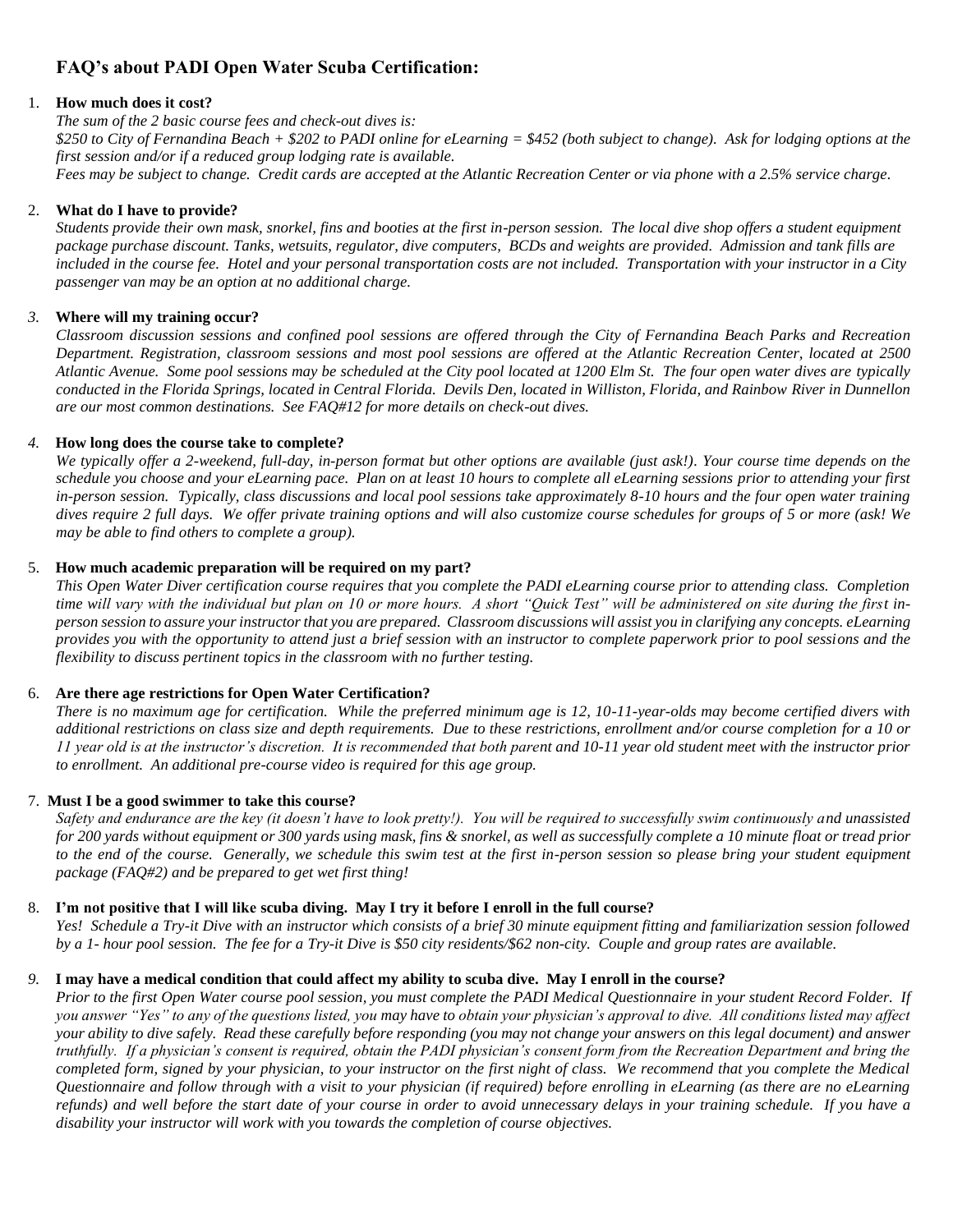## FAQ's about PADI Open Water Scuba Certification:

1. **How much does it cost?**
   *The sum of the 2 basic course fees and check-out dives is:*
   *$250 to City of Fernandina Beach + $202 to PADI online for eLearning = $452 (both subject to change). Ask for lodging options at the first session and/or if a reduced group lodging rate is available.*
   *Fees may be subject to change. Credit cards are accepted at the Atlantic Recreation Center or via phone with a 2.5% service charge.*

2. **What do I have to provide?**
   *Students provide their own mask, snorkel, fins and booties at the first in-person session. The local dive shop offers a student equipment package purchase discount. Tanks, wetsuits, regulator, dive computers, BCDs and weights are provided. Admission and tank fills are included in the course fee. Hotel and your personal transportation costs are not included. Transportation with your instructor in a City passenger van may be an option at no additional charge.*

3. **Where will my training occur?**
   *Classroom discussion sessions and confined pool sessions are offered through the City of Fernandina Beach Parks and Recreation Department. Registration, classroom sessions and most pool sessions are offered at the Atlantic Recreation Center, located at 2500 Atlantic Avenue. Some pool sessions may be scheduled at the City pool located at 1200 Elm St. The four open water dives are typically conducted in the Florida Springs, located in Central Florida. Devils Den, located in Williston, Florida, and Rainbow River in Dunnellon are our most common destinations. See FAQ#12 for more details on check-out dives.*

4. **How long does the course take to complete?**
   *We typically offer a 2-weekend, full-day, in-person format but other options are available (just ask!). Your course time depends on the schedule you choose and your eLearning pace. Plan on at least 10 hours to complete all eLearning sessions prior to attending your first in-person session. Typically, class discussions and local pool sessions take approximately 8-10 hours and the four open water training dives require 2 full days. We offer private training options and will also customize course schedules for groups of 5 or more (ask! We may be able to find others to complete a group).*

5. **How much academic preparation will be required on my part?**
   *This Open Water Diver certification course requires that you complete the PADI eLearning course prior to attending class. Completion time will vary with the individual but plan on 10 or more hours. A short "Quick Test" will be administered on site during the first in-person session to assure your instructor that you are prepared. Classroom discussions will assist you in clarifying any concepts. eLearning provides you with the opportunity to attend just a brief session with an instructor to complete paperwork prior to pool sessions and the flexibility to discuss pertinent topics in the classroom with no further testing.*

6. **Are there age restrictions for Open Water Certification?**
   *There is no maximum age for certification. While the preferred minimum age is 12, 10-11-year-olds may become certified divers with additional restrictions on class size and depth requirements. Due to these restrictions, enrollment and/or course completion for a 10 or 11 year old is at the instructor's discretion. It is recommended that both parent and 10-11 year old student meet with the instructor prior to enrollment. An additional pre-course video is required for this age group.*

7. **Must I be a good swimmer to take this course?**
   *Safety and endurance are the key (it doesn't have to look pretty!). You will be required to successfully swim continuously and unassisted for 200 yards without equipment or 300 yards using mask, fins & snorkel, as well as successfully complete a 10 minute float or tread prior to the end of the course. Generally, we schedule this swim test at the first in-person session so please bring your student equipment package (FAQ#2) and be prepared to get wet first thing!*

8. **I'm not positive that I will like scuba diving. May I try it before I enroll in the full course?**
   *Yes! Schedule a Try-it Dive with an instructor which consists of a brief 30 minute equipment fitting and familiarization session followed by a 1- hour pool session. The fee for a Try-it Dive is $50 city residents/$62 non-city. Couple and group rates are available.*

9. **I may have a medical condition that could affect my ability to scuba dive. May I enroll in the course?**
   *Prior to the first Open Water course pool session, you must complete the PADI Medical Questionnaire in your student Record Folder. If you answer "Yes" to any of the questions listed, you may have to obtain your physician's approval to dive. All conditions listed may affect your ability to dive safely. Read these carefully before responding (you may not change your answers on this legal document) and answer truthfully. If a physician's consent is required, obtain the PADI physician's consent form from the Recreation Department and bring the completed form, signed by your physician, to your instructor on the first night of class. We recommend that you complete the Medical Questionnaire and follow through with a visit to your physician (if required) before enrolling in eLearning (as there are no eLearning refunds) and well before the start date of your course in order to avoid unnecessary delays in your training schedule. If you have a disability your instructor will work with you towards the completion of course objectives.*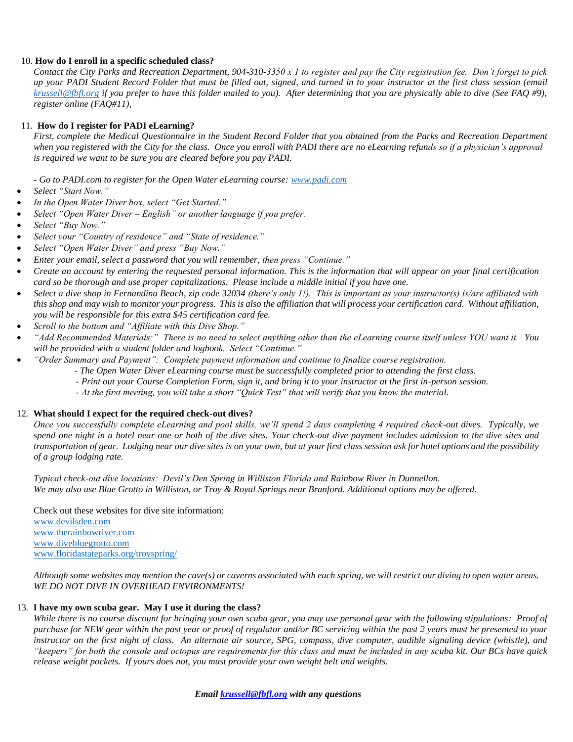10. **How do I enroll in a specific scheduled class?**
    *Contact the City Parks and Recreation Department, 904-310-3350 x 1 to register and pay the City registration fee. Don't forget to pick up your PADI Student Record Folder that must be filled out, signed, and turned in to your instructor at the first class session (email [krussell@fbfl.org](mailto:krussell@fbfl.org) if you prefer to have this folder mailed to you). After determining that you are physically able to dive (See FAQ #9), register online (FAQ#11),*

11. **How do I register for PADI eLearning?**
    *First, complete the Medical Questionnaire in the Student Record Folder that you obtained from the Parks and Recreation Department when you registered with the City for the class. Once you enroll with PADI there are no eLearning refunds so if a physician's approval is required we want to be sure you are cleared before you pay PADI.*

    *- Go to PADI.com to register for the Open Water eLearning course: [www.padi.com](http://www.padi.com)*

- *Select "Start Now."*
- *In the Open Water Diver box, select "Get Started."*
- *Select "Open Water Diver – English" or another language if you prefer.*
- *Select "Buy Now."*
- *Select your "Country of residence" and "State of residence."*
- *Select "Open Water Diver" and press "Buy Now."*
- *Enter your email, select a password that you will remember, then press "Continue."*
- *Create an account by entering the requested personal information. This is the information that will appear on your final certification card so be thorough and use proper capitalizations. Please include a middle initial if you have one.*
- *Select a dive shop in Fernandina Beach, zip code 32034 (there's only 1!). This is important as your instructor(s) is/are affiliated with this shop and may wish to monitor your progress. This is also the affiliation that will process your certification card. Without affiliation, you will be responsible for this extra $45 certification card fee.*
- *Scroll to the bottom and "Affiliate with this Dive Shop."*
- *"Add Recommended Materials:" There is no need to select anything other than the eLearning course itself unless YOU want it. You will be provided with a student folder and logbook. Select "Continue."*
- *"Order Summary and Payment": Complete payment information and continue to finalize course registration.*
    - *The Open Water Diver eLearning course must be successfully completed prior to attending the first class.*
    - *Print out your Course Completion Form, sign it, and bring it to your instructor at the first in-person session.*
    - *At the first meeting, you will take a short "Quick Test" that will verify that you know the material.*

12. **What should I expect for the required check-out dives?**
    *Once you successfully complete eLearning and pool skills, we'll spend 2 days completing 4 required check-out dives. Typically, we spend one night in a hotel near one or both of the dive sites. Your check-out dive payment includes admission to the dive sites and transportation of gear. Lodging near our dive sites is on your own, but at your first class session ask for hotel options and the possibility of a group lodging rate.*

    *Typical check-out dive locations: Devil's Den Spring in Williston Florida and Rainbow River in Dunnellon.*
    *We may also use Blue Grotto in Williston, or Troy & Royal Springs near Branford. Additional options may be offered.*

    Check out these websites for dive site information:
    [www.devilsden.com](http://www.devilsden.com)
    [www.therainbowriver.com](http://www.therainbowriver.com)
    [www.divebluegrotto.com](http://www.divebluegrotto.com)
    [www.floridastateparks.org/troyspring/](http://www.floridastateparks.org/troyspring/)

    *Although some websites may mention the cave(s) or caverns associated with each spring, we will restrict our diving to open water areas. WE DO NOT DIVE IN OVERHEAD ENVIRONMENTS!*

13. **I have my own scuba gear. May I use it during the class?**
    *While there is no course discount for bringing your own scuba gear, you may use personal gear with the following stipulations: Proof of purchase for NEW gear within the past year or proof of regulator and/or BC servicing within the past 2 years must be presented to your instructor on the first night of class. An alternate air source, SPG, compass, dive computer, audible signaling device (whistle), and "keepers" for both the console and octopus are requirements for this class and must be included in any scuba kit. Our BCs have quick release weight pockets. If yours does not, you must provide your own weight belt and weights.*

***Email [krussell@fbfl.org](mailto:krussell@fbfl.org) with any questions***